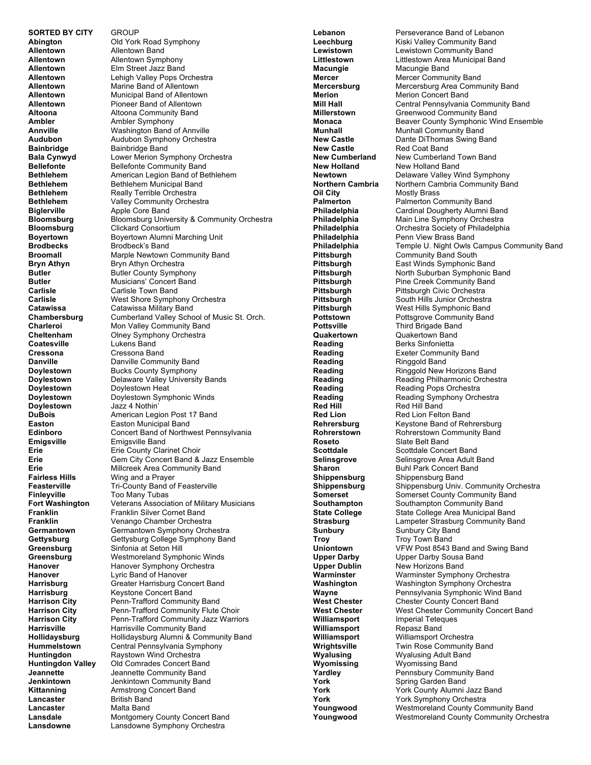| SORTED BY CITY | GROUP |
|---|---|
| **Abington** | Old York Road Symphony |
| **Allentown** | Allentown Band |
| **Allentown** | Allentown Symphony |
| **Allentown** | Elm Street Jazz Band |
| **Allentown** | Lehigh Valley Pops Orchestra |
| **Allentown** | Marine Band of Allentown |
| **Allentown** | Municipal Band of Allentown |
| **Allentown** | Pioneer Band of Allentown |
| **Altoona** | Altoona Community Band |
| **Ambler** | Ambler Symphony |
| **Annville** | Washington Band of Annville |
| **Audubon** | Audubon Symphony Orchestra |
| **Bainbridge** | Bainbridge Band |
| **Bala Cynwyd** | Lower Merion Symphony Orchestra |
| **Bellefonte** | Bellefonte Community Band |
| **Bethlehem** | American Legion Band of Bethlehem |
| **Bethlehem** | Bethlehem Municipal Band |
| **Bethlehem** | Really Terrible Orchestra |
| **Bethlehem** | Valley Community Orchestra |
| **Biglerville** | Apple Core Band |
| **Bloomsburg** | Bloomsburg University & Community Orchestra |
| **Bloomsburg** | Clickard Consortium |
| **Boyertown** | Boyertown Alumni Marching Unit |
| **Brodbecks** | Brodbeck's Band |
| **Broomall** | Marple Newtown Community Band |
| **Bryn Athyn** | Bryn Athyn Orchestra |
| **Butler** | Butler County Symphony |
| **Butler** | Musicians' Concert Band |
| **Carlisle** | Carlisle Town Band |
| **Carlisle** | West Shore Symphony Orchestra |
| **Catawissa** | Catawissa Military Band |
| **Chambersburg** | Cumberland Valley School of Music St. Orch. |
| **Charleroi** | Mon Valley Community Band |
| **Cheltenham** | Olney Symphony Orchestra |
| **Coatesville** | Lukens Band |
| **Cressona** | Cressona Band |
| **Danville** | Danville Community Band |
| **Doylestown** | Bucks County Symphony |
| **Doylestown** | Delaware Valley University Bands |
| **Doylestown** | Doylestown Heat |
| **Doylestown** | Doylestown Symphonic Winds |
| **Doylestown** | Jazz 4 Nothin' |
| **DuBois** | American Legion Post 17 Band |
| **Easton** | Easton Municipal Band |
| **Edinboro** | Concert Band of Northwest Pennsylvania |
| **Emigsville** | Emigsville Band |
| **Erie** | Erie County Clarinet Choir |
| **Erie** | Gem City Concert Band & Jazz Ensemble |
| **Erie** | Millcreek Area Community Band |
| **Fairless Hills** | Wing and a Prayer |
| **Feasterville** | Tri-County Band of Feasterville |
| **Finleyville** | Too Many Tubas |
| **Fort Washington** | Veterans Association of Military Musicians |
| **Franklin** | Franklin Silver Cornet Band |
| **Franklin** | Venango Chamber Orchestra |
| **Germantown** | Germantown Symphony Orchestra |
| **Gettysburg** | Gettysburg College Symphony Band |
| **Greensburg** | Sinfonia at Seton Hill |
| **Greensburg** | Westmoreland Symphonic Winds |
| **Hanover** | Hanover Symphony Orchestra |
| **Hanover** | Lyric Band of Hanover |
| **Harrisburg** | Greater Harrisburg Concert Band |
| **Harrisburg** | Keystone Concert Band |
| **Harrison City** | Penn-Trafford Community Band |
| **Harrison City** | Penn-Trafford Community Flute Choir |
| **Harrison City** | Penn-Trafford Community Jazz Warriors |
| **Harrisville** | Harrisville Community Band |
| **Hollidaysburg** | Hollidaysburg Alumni & Community Band |
| **Hummelstown** | Central Pennsylvania Symphony |
| **Huntingdon** | Raystown Wind Orchestra |
| **Huntingdon Valley** | Old Comrades Concert Band |
| **Jeannette** | Jeannette Community Band |
| **Jenkintown** | Jenkintown Community Band |
| **Kittanning** | Armstrong Concert Band |
| **Lancaster** | British Band |
| **Lancaster** | Malta Band |
| **Lansdale** | Montgomery County Concert Band |
| **Lansdowne** | Lansdowne Symphony Orchestra |
| **Lebanon** | Perseverance Band of Lebanon |
| **Leechburg** | Kiski Valley Community Band |
| **Lewistown** | Lewistown Community Band |
| **Littlestown** | Littlestown Area Municipal Band |
| **Macungie** | Macungie Band |
| **Mercer** | Mercer Community Band |
| **Mercersburg** | Mercersburg Area Community Band |
| **Merion** | Merion Concert Band |
| **Mill Hall** | Central Pennsylvania Community Band |
| **Millerstown** | Greenwood Community Band |
| **Monaca** | Beaver County Symphonic Wind Ensemble |
| **Munhall** | Munhall Community Band |
| **New Castle** | Dante DiThomas Swing Band |
| **New Castle** | Red Coat Band |
| **New Cumberland** | New Cumberland Town Band |
| **New Holland** | New Holland Band |
| **Newtown** | Delaware Valley Wind Symphony |
| **Northern Cambria** | Northern Cambria Community Band |
| **Oil City** | Mostly Brass |
| **Palmerton** | Palmerton Community Band |
| **Philadelphia** | Cardinal Dougherty Alumni Band |
| **Philadelphia** | Main Line Symphony Orchestra |
| **Philadelphia** | Orchestra Society of Philadelphia |
| **Philadelphia** | Penn View Brass Band |
| **Philadelphia** | Temple U. Night Owls Campus Community Band |
| **Pittsburgh** | Community Band South |
| **Pittsburgh** | East Winds Symphonic Band |
| **Pittsburgh** | North Suburban Symphonic Band |
| **Pittsburgh** | Pine Creek Community Band |
| **Pittsburgh** | Pittsburgh Civic Orchestra |
| **Pittsburgh** | South Hills Junior Orchestra |
| **Pittsburgh** | West Hills Symphonic Band |
| **Pottstown** | Pottsgrove Community Band |
| **Pottsville** | Third Brigade Band |
| **Quakertown** | Quakertown Band |
| **Reading** | Berks Sinfonietta |
| **Reading** | Exeter Community Band |
| **Reading** | Ringgold Band |
| **Reading** | Ringgold New Horizons Band |
| **Reading** | Reading Philharmonic Orchestra |
| **Reading** | Reading Pops Orchestra |
| **Reading** | Reading Symphony Orchestra |
| **Red Hill** | Red Hill Band |
| **Red Lion** | Red Lion Felton Band |
| **Rehrersburg** | Keystone Band of Rehrersburg |
| **Rohrerstown** | Rohrerstown Community Band |
| **Roseto** | Slate Belt Band |
| **Scottdale** | Scottdale Concert Band |
| **Selinsgrove** | Selinsgrove Area Adult Band |
| **Sharon** | Buhl Park Concert Band |
| **Shippensburg** | Shippensburg Band |
| **Shippensburg** | Shippensburg Univ. Community Orchestra |
| **Somerset** | Somerset County Community Band |
| **Southampton** | Southampton Community Band |
| **State College** | State College Area Municipal Band |
| **Strasburg** | Lampeter Strasburg Community Band |
| **Sunbury** | Sunbury City Band |
| **Troy** | Troy Town Band |
| **Uniontown** | VFW Post 8543 Band and Swing Band |
| **Upper Darby** | Upper Darby Sousa Band |
| **Upper Dublin** | New Horizons Band |
| **Warminster** | Warminster Symphony Orchestra |
| **Washington** | Washington Symphony Orchestra |
| **Wayne** | Pennsylvania Symphonic Wind Band |
| **West Chester** | Chester County Concert Band |
| **West Chester** | West Chester Community Concert Band |
| **Williamsport** | Imperial Teteques |
| **Williamsport** | Repasz Band |
| **Williamsport** | Williamsport Orchestra |
| **Wrightsville** | Twin Rose Community Band |
| **Wyalusing** | Wyalusing Adult Band |
| **Wyomissing** | Wyomissing Band |
| **Yardley** | Pennsbury Community Band |
| **York** | Spring Garden Band |
| **York** | York County Alumni Jazz Band |
| **York** | York Symphony Orchestra |
| **Youngwood** | Westmoreland County Community Band |
| **Youngwood** | Westmoreland County Community Orchestra |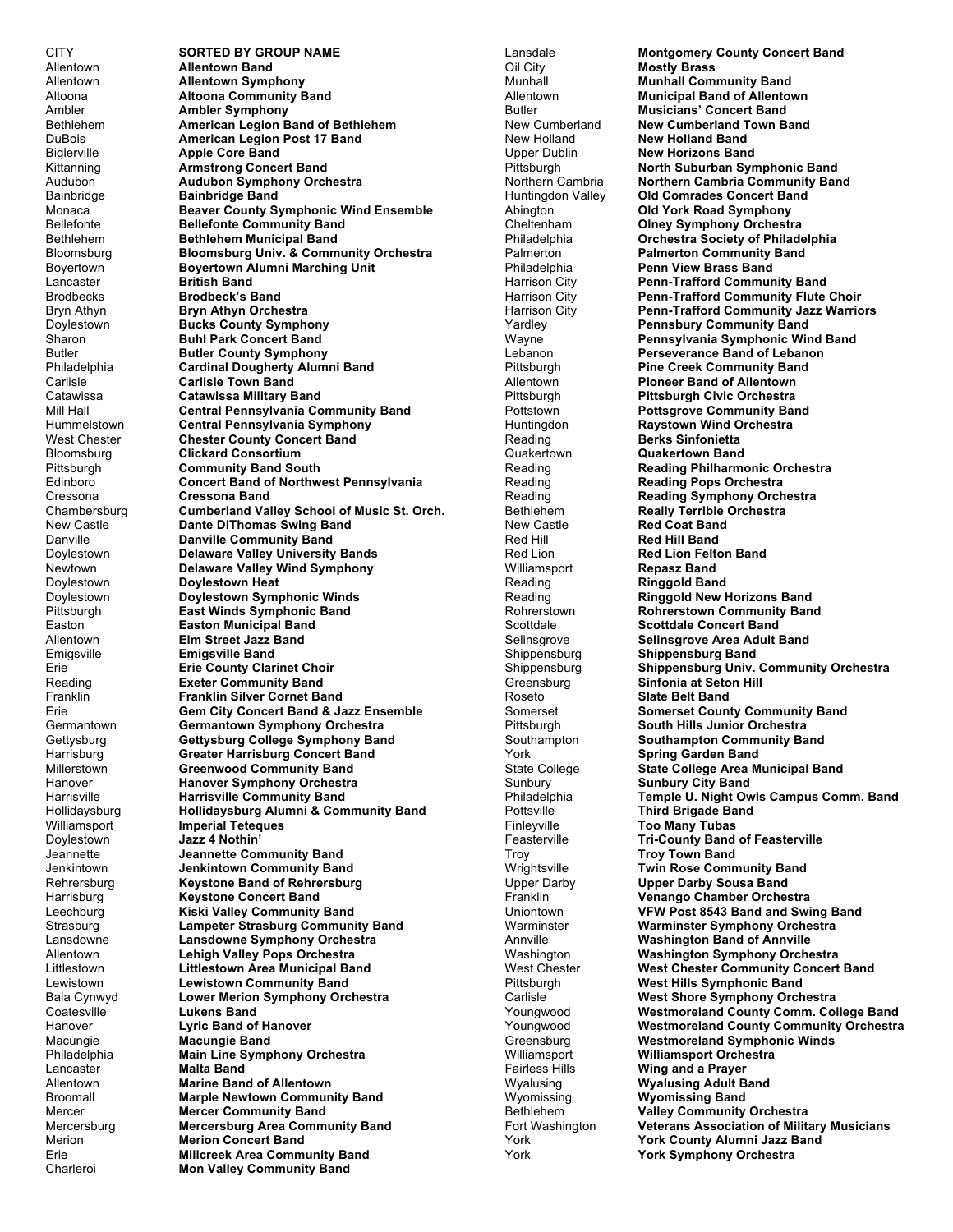| CITY | SORTED BY GROUP NAME |
|---|---|
| Allentown | **Allentown Band** |
| Allentown | **Allentown Symphony** |
| Altoona | **Altoona Community Band** |
| Ambler | **Ambler Symphony** |
| Bethlehem | **American Legion Band of Bethlehem** |
| DuBois | **American Legion Post 17 Band** |
| Biglerville | **Apple Core Band** |
| Kittanning | **Armstrong Concert Band** |
| Audubon | **Audubon Symphony Orchestra** |
| Bainbridge | **Bainbridge Band** |
| Monaca | **Beaver County Symphonic Wind Ensemble** |
| Bellefonte | **Bellefonte Community Band** |
| Bethlehem | **Bethlehem Municipal Band** |
| Bloomsburg | **Bloomsburg Univ. & Community Orchestra** |
| Boyertown | **Boyertown Alumni Marching Unit** |
| Lancaster | **British Band** |
| Brodbecks | **Brodbeck's Band** |
| Bryn Athyn | **Bryn Athyn Orchestra** |
| Doylestown | **Bucks County Symphony** |
| Sharon | **Buhl Park Concert Band** |
| Butler | **Butler County Symphony** |
| Philadelphia | **Cardinal Dougherty Alumni Band** |
| Carlisle | **Carlisle Town Band** |
| Catawissa | **Catawissa Military Band** |
| Mill Hall | **Central Pennsylvania Community Band** |
| Hummelstown | **Central Pennsylvania Symphony** |
| West Chester | **Chester County Concert Band** |
| Bloomsburg | **Clickard Consortium** |
| Pittsburgh | **Community Band South** |
| Edinboro | **Concert Band of Northwest Pennsylvania** |
| Cressona | **Cressona Band** |
| Chambersburg | **Cumberland Valley School of Music St. Orch.** |
| New Castle | **Dante DiThomas Swing Band** |
| Danville | **Danville Community Band** |
| Doylestown | **Delaware Valley University Bands** |
| Newtown | **Delaware Valley Wind Symphony** |
| Doylestown | **Doylestown Heat** |
| Doylestown | **Doylestown Symphonic Winds** |
| Pittsburgh | **East Winds Symphonic Band** |
| Easton | **Easton Municipal Band** |
| Allentown | **Elm Street Jazz Band** |
| Emigsville | **Emigsville Band** |
| Erie | **Erie County Clarinet Choir** |
| Reading | **Exeter Community Band** |
| Franklin | **Franklin Silver Cornet Band** |
| Erie | **Gem City Concert Band & Jazz Ensemble** |
| Germantown | **Germantown Symphony Orchestra** |
| Gettysburg | **Gettysburg College Symphony Band** |
| Harrisburg | **Greater Harrisburg Concert Band** |
| Millerstown | **Greenwood Community Band** |
| Hanover | **Hanover Symphony Orchestra** |
| Harrisville | **Harrisville Community Band** |
| Hollidaysburg | **Hollidaysburg Alumni & Community Band** |
| Williamsport | **Imperial Teteques** |
| Doylestown | **Jazz 4 Nothin'** |
| Jeannette | **Jeannette Community Band** |
| Jenkintown | **Jenkintown Community Band** |
| Rehrersburg | **Keystone Band of Rehrersburg** |
| Harrisburg | **Keystone Concert Band** |
| Leechburg | **Kiski Valley Community Band** |
| Strasburg | **Lampeter Strasburg Community Band** |
| Lansdowne | **Lansdowne Symphony Orchestra** |
| Allentown | **Lehigh Valley Pops Orchestra** |
| Littlestown | **Littlestown Area Municipal Band** |
| Lewistown | **Lewistown Community Band** |
| Bala Cynwyd | **Lower Merion Symphony Orchestra** |
| Coatesville | **Lukens Band** |
| Hanover | **Lyric Band of Hanover** |
| Macungie | **Macungie Band** |
| Philadelphia | **Main Line Symphony Orchestra** |
| Lancaster | **Malta Band** |
| Allentown | **Marine Band of Allentown** |
| Broomall | **Marple Newtown Community Band** |
| Mercer | **Mercer Community Band** |
| Mercersburg | **Mercersburg Area Community Band** |
| Merion | **Merion Concert Band** |
| Erie | **Millcreek Area Community Band** |
| Charleroi | **Mon Valley Community Band** |
| Lansdale | **Montgomery County Concert Band** |
| Oil City | **Mostly Brass** |
| Munhall | **Munhall Community Band** |
| Allentown | **Municipal Band of Allentown** |
| Butler | **Musicians' Concert Band** |
| New Cumberland | **New Cumberland Town Band** |
| New Holland | **New Holland Band** |
| Upper Dublin | **New Horizons Band** |
| Pittsburgh | **North Suburban Symphonic Band** |
| Northern Cambria | **Northern Cambria Community Band** |
| Huntingdon Valley | **Old Comrades Concert Band** |
| Abington | **Old York Road Symphony** |
| Cheltenham | **Olney Symphony Orchestra** |
| Philadelphia | **Orchestra Society of Philadelphia** |
| Palmerton | **Palmerton Community Band** |
| Philadelphia | **Penn View Brass Band** |
| Harrison City | **Penn-Trafford Community Band** |
| Harrison City | **Penn-Trafford Community Flute Choir** |
| Harrison City | **Penn-Trafford Community Jazz Warriors** |
| Yardley | **Pennsbury Community Band** |
| Wayne | **Pennsylvania Symphonic Wind Band** |
| Lebanon | **Perseverance Band of Lebanon** |
| Pittsburgh | **Pine Creek Community Band** |
| Allentown | **Pioneer Band of Allentown** |
| Pittsburgh | **Pittsburgh Civic Orchestra** |
| Pottstown | **Pottsgrove Community Band** |
| Huntingdon | **Raystown Wind Orchestra** |
| Reading | **Berks Sinfonietta** |
| Quakertown | **Quakertown Band** |
| Reading | **Reading Philharmonic Orchestra** |
| Reading | **Reading Pops Orchestra** |
| Reading | **Reading Symphony Orchestra** |
| Bethlehem | **Really Terrible Orchestra** |
| New Castle | **Red Coat Band** |
| Red Hill | **Red Hill Band** |
| Red Lion | **Red Lion Felton Band** |
| Williamsport | **Repasz Band** |
| Reading | **Ringgold Band** |
| Reading | **Ringgold New Horizons Band** |
| Rohrerstown | **Rohrerstown Community Band** |
| Scottdale | **Scottdale Concert Band** |
| Selinsgrove | **Selinsgrove Area Adult Band** |
| Shippensburg | **Shippensburg Band** |
| Shippensburg | **Shippensburg Univ. Community Orchestra** |
| Greensburg | **Sinfonia at Seton Hill** |
| Roseto | **Slate Belt Band** |
| Somerset | **Somerset County Community Band** |
| Pittsburgh | **South Hills Junior Orchestra** |
| Southampton | **Southampton Community Band** |
| York | **Spring Garden Band** |
| State College | **State College Area Municipal Band** |
| Sunbury | **Sunbury City Band** |
| Philadelphia | **Temple U. Night Owls Campus Comm. Band** |
| Pottsville | **Third Brigade Band** |
| Finleyville | **Too Many Tubas** |
| Feasterville | **Tri-County Band of Feasterville** |
| Troy | **Troy Town Band** |
| Wrightsville | **Twin Rose Community Band** |
| Upper Darby | **Upper Darby Sousa Band** |
| Franklin | **Venango Chamber Orchestra** |
| Uniontown | **VFW Post 8543 Band and Swing Band** |
| Warminster | **Warminster Symphony Orchestra** |
| Annville | **Washington Band of Annville** |
| Washington | **Washington Symphony Orchestra** |
| West Chester | **West Chester Community Concert Band** |
| Pittsburgh | **West Hills Symphonic Band** |
| Carlisle | **West Shore Symphony Orchestra** |
| Youngwood | **Westmoreland County Comm. College Band** |
| Youngwood | **Westmoreland County Community Orchestra** |
| Greensburg | **Westmoreland Symphonic Winds** |
| Williamsport | **Williamsport Orchestra** |
| Fairless Hills | **Wing and a Prayer** |
| Wyalusing | **Wyalusing Adult Band** |
| Wyomissing | **Wyomissing Band** |
| Bethlehem | **Valley Community Orchestra** |
| Fort Washington | **Veterans Association of Military Musicians** |
| York | **York County Alumni Jazz Band** |
| York | **York Symphony Orchestra** |